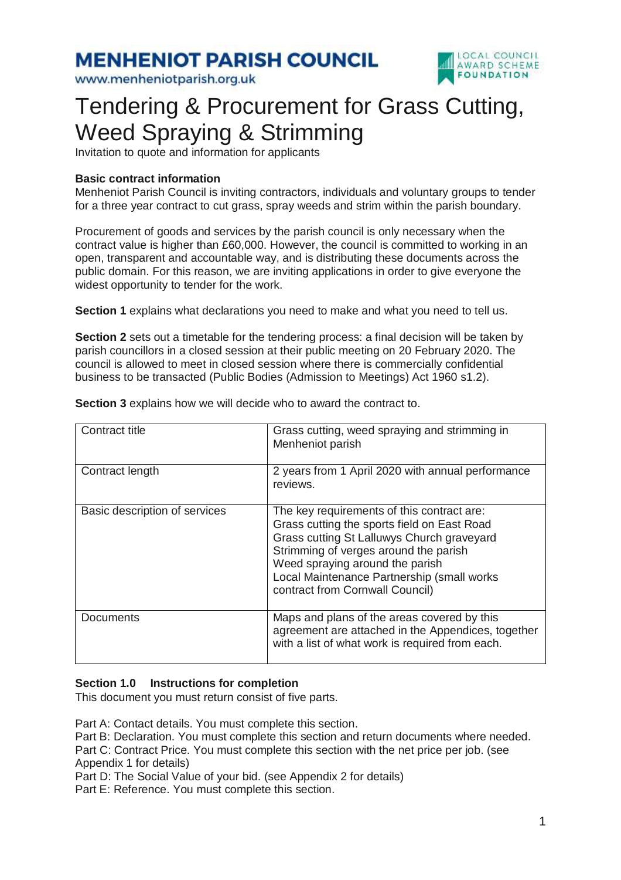# MENHENIOT PARISH COUNCIL

www.menheniotparish.org.uk

LOCAL COUNCIL AWARD SCHEME FOUNDATION

# Tendering & Procurement for Grass Cutting, Weed Spraying & Strimming

Invitation to quote and information for applicants

**Basic contract information**

Menheniot Parish Council is inviting contractors, individuals and voluntary groups to tender for a three year contract to cut grass, spray weeds and strim within the parish boundary.

Procurement of goods and services by the parish council is only necessary when the contract value is higher than £60,000. However, the council is committed to working in an open, transparent and accountable way, and is distributing these documents across the public domain. For this reason, we are inviting applications in order to give everyone the widest opportunity to tender for the work.

**Section 1** explains what declarations you need to make and what you need to tell us.

**Section 2** sets out a timetable for the tendering process: a final decision will be taken by parish councillors in a closed session at their public meeting on 20 February 2020. The council is allowed to meet in closed session where there is commercially confidential business to be transacted (Public Bodies (Admission to Meetings) Act 1960 s1.2).

**Section 3** explains how we will decide who to award the contract to.

| | |
|---|---|
| Contract title | Grass cutting, weed spraying and strimming in Menheniot parish |
| Contract length | 2 years from 1 April 2020 with annual performance reviews. |
| Basic description of services | The key requirements of this contract are:<br>Grass cutting the sports field on East Road<br>Grass cutting St Lalluwys Church graveyard<br>Strimming of verges around the parish<br>Weed spraying around the parish<br>Local Maintenance Partnership (small works contract from Cornwall Council) |
| Documents | Maps and plans of the areas covered by this agreement are attached in the Appendices, together with a list of what work is required from each. |

**Section 1.0 Instructions for completion**

This document you must return consist of five parts.

Part A: Contact details. You must complete this section.
Part B: Declaration. You must complete this section and return documents where needed.
Part C: Contract Price. You must complete this section with the net price per job. (see Appendix 1 for details)
Part D: The Social Value of your bid. (see Appendix 2 for details)
Part E: Reference. You must complete this section.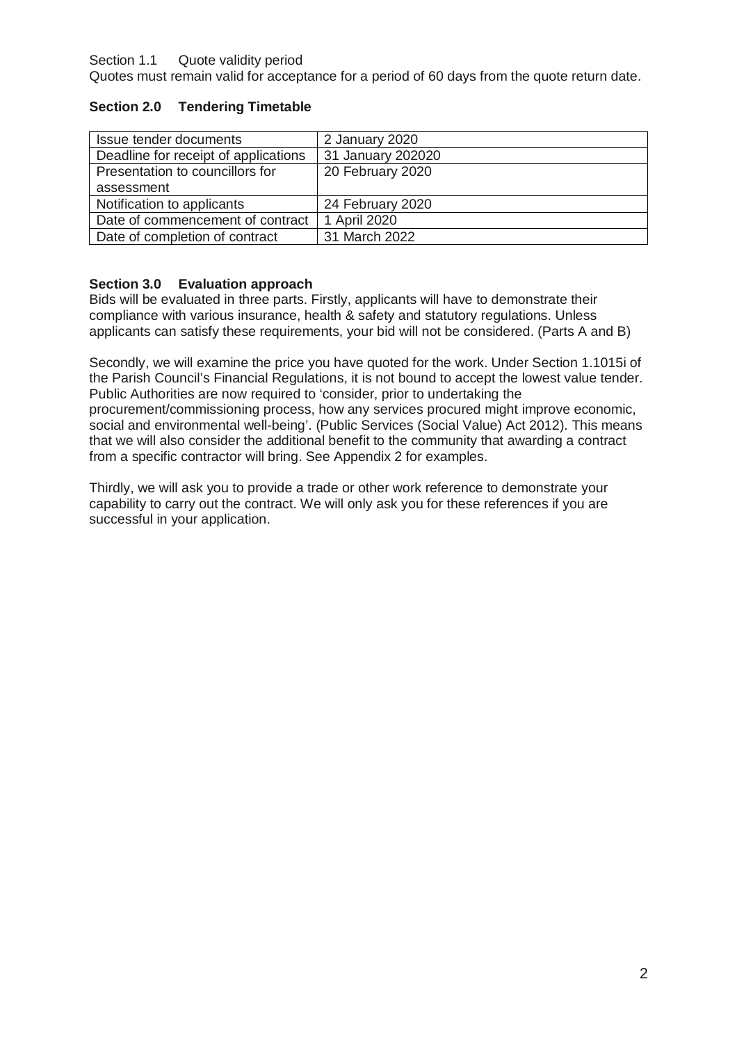Section 1.1 Quote validity period

Quotes must remain valid for acceptance for a period of 60 days from the quote return date.

**Section 2.0 Tendering Timetable**

| Issue tender documents | 2 January 2020 |
| --- | --- |
| Deadline for receipt of applications | 31 January 202020 |
| Presentation to councillors for assessment | 20 February 2020 |
| Notification to applicants | 24 February 2020 |
| Date of commencement of contract | 1 April 2020 |
| Date of completion of contract | 31 March 2022 |

**Section 3.0 Evaluation approach**

Bids will be evaluated in three parts. Firstly, applicants will have to demonstrate their compliance with various insurance, health & safety and statutory regulations. Unless applicants can satisfy these requirements, your bid will not be considered. (Parts A and B)

Secondly, we will examine the price you have quoted for the work. Under Section 1.1015i of the Parish Council's Financial Regulations, it is not bound to accept the lowest value tender. Public Authorities are now required to 'consider, prior to undertaking the procurement/commissioning process, how any services procured might improve economic, social and environmental well-being'. (Public Services (Social Value) Act 2012). This means that we will also consider the additional benefit to the community that awarding a contract from a specific contractor will bring. See Appendix 2 for examples.

Thirdly, we will ask you to provide a trade or other work reference to demonstrate your capability to carry out the contract. We will only ask you for these references if you are successful in your application.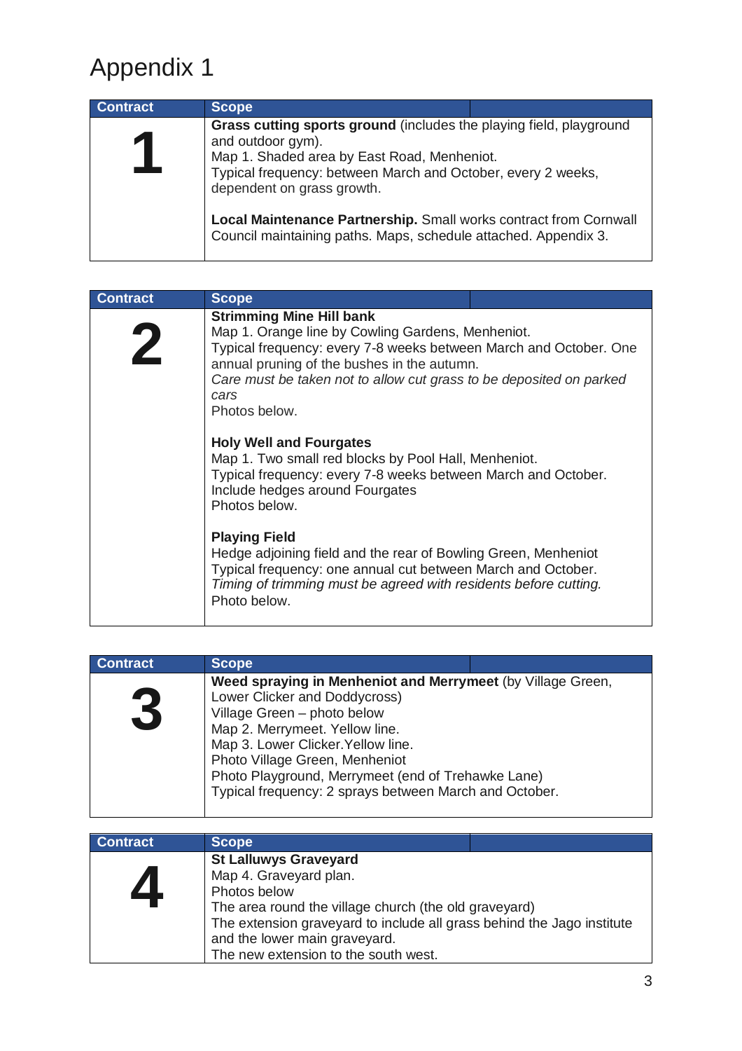# Appendix 1

| Contract | Scope |
|---|---|
| **1** | **Grass cutting sports ground** (includes the playing field, playground and outdoor gym).<br>Map 1. Shaded area by East Road, Menheniot.<br>Typical frequency: between March and October, every 2 weeks, dependent on grass growth.<br><br>**Local Maintenance Partnership.** Small works contract from Cornwall Council maintaining paths. Maps, schedule attached. Appendix 3. |

| Contract | Scope |
|---|---|
| **2** | **Strimming Mine Hill bank**<br>Map 1. Orange line by Cowling Gardens, Menheniot.<br>Typical frequency: every 7-8 weeks between March and October. One annual pruning of the bushes in the autumn.<br>*Care must be taken not to allow cut grass to be deposited on parked cars*<br>Photos below.<br><br>**Holy Well and Fourgates**<br>Map 1. Two small red blocks by Pool Hall, Menheniot.<br>Typical frequency: every 7-8 weeks between March and October.<br>Include hedges around Fourgates<br>Photos below.<br><br>**Playing Field**<br>Hedge adjoining field and the rear of Bowling Green, Menheniot<br>Typical frequency: one annual cut between March and October.<br>*Timing of trimming must be agreed with residents before cutting.*<br>Photo below. |

| Contract | Scope |
|---|---|
| **3** | **Weed spraying in Menheniot and Merrymeet** (by Village Green, Lower Clicker and Doddycross)<br>Village Green – photo below<br>Map 2. Merrymeet. Yellow line.<br>Map 3. Lower Clicker.Yellow line.<br>Photo Village Green, Menheniot<br>Photo Playground, Merrymeet (end of Trehawke Lane)<br>Typical frequency: 2 sprays between March and October. |

| Contract | Scope |
|---|---|
| **4** | **St Lalluwys Graveyard**<br>Map 4. Graveyard plan.<br>Photos below<br>The area round the village church (the old graveyard)<br>The extension graveyard to include all grass behind the Jago institute and the lower main graveyard.<br>The new extension to the south west. |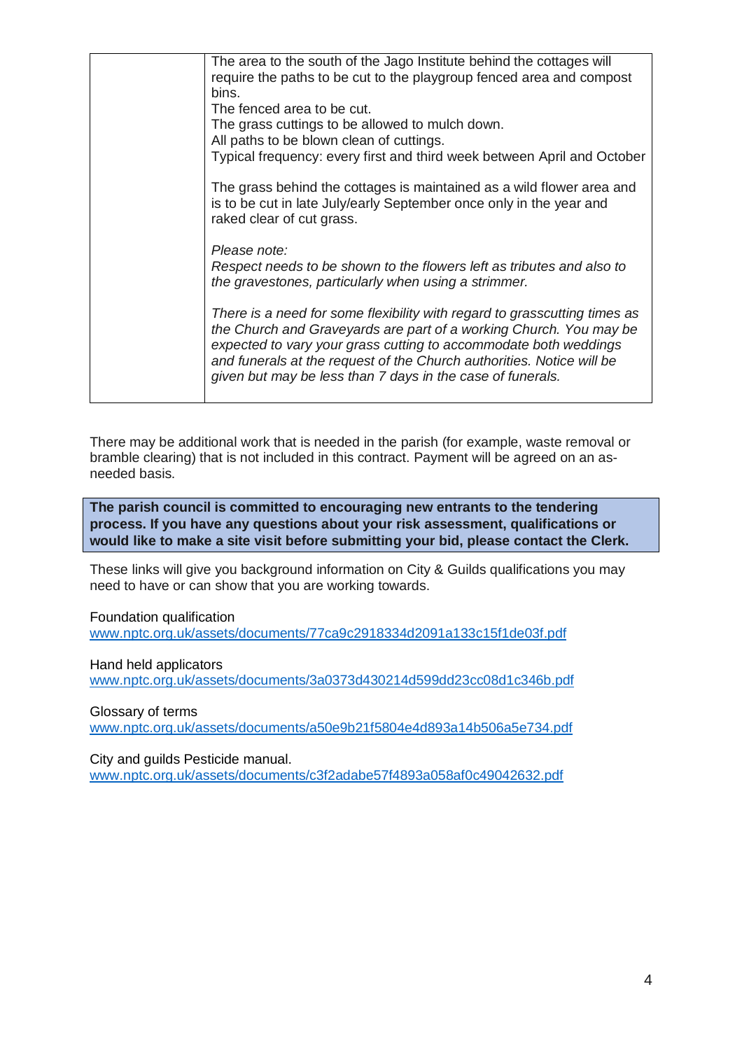| | |
|---|---|
| | The area to the south of the Jago Institute behind the cottages will require the paths to be cut to the playgroup fenced area and compost bins.<br>The fenced area to be cut.<br>The grass cuttings to be allowed to mulch down.<br>All paths to be blown clean of cuttings.<br>Typical frequency: every first and third week between April and October<br><br>The grass behind the cottages is maintained as a wild flower area and is to be cut in late July/early September once only in the year and raked clear of cut grass.<br><br>*Please note:*<br>*Respect needs to be shown to the flowers left as tributes and also to the gravestones, particularly when using a strimmer.*<br><br>*There is a need for some flexibility with regard to grasscutting times as the Church and Graveyards are part of a working Church. You may be expected to vary your grass cutting to accommodate both weddings and funerals at the request of the Church authorities. Notice will be given but may be less than 7 days in the case of funerals.* |

There may be additional work that is needed in the parish (for example, waste removal or bramble clearing) that is not included in this contract. Payment will be agreed on an as-needed basis.

**The parish council is committed to encouraging new entrants to the tendering process. If you have any questions about your risk assessment, qualifications or would like to make a site visit before submitting your bid, please contact the Clerk.**

These links will give you background information on City & Guilds qualifications you may need to have or can show that you are working towards.

Foundation qualification
www.nptc.org.uk/assets/documents/77ca9c2918334d2091a133c15f1de03f.pdf

Hand held applicators
www.nptc.org.uk/assets/documents/3a0373d430214d599dd23cc08d1c346b.pdf

Glossary of terms
www.nptc.org.uk/assets/documents/a50e9b21f5804e4d893a14b506a5e734.pdf

City and guilds Pesticide manual.
www.nptc.org.uk/assets/documents/c3f2adabe57f4893a058af0c49042632.pdf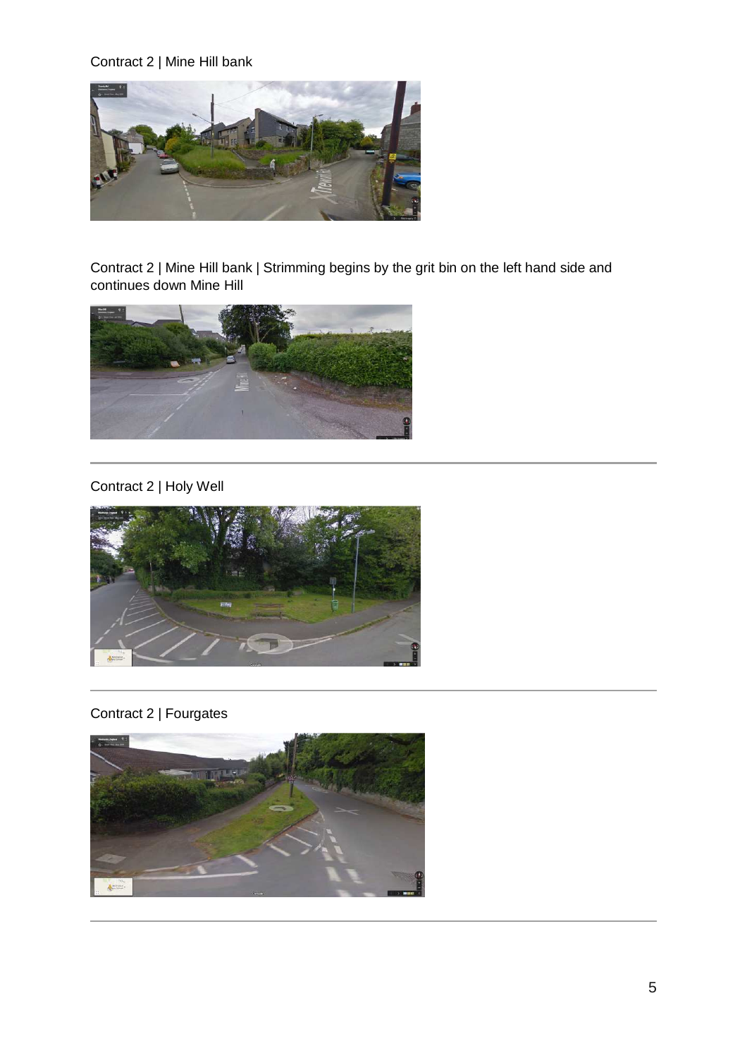Contract 2 | Mine Hill bank

Contract 2 | Mine Hill bank | Strimming begins by the grit bin on the left hand side and continues down Mine Hill

---

Contract 2 | Holy Well

---

Contract 2 | Fourgates

---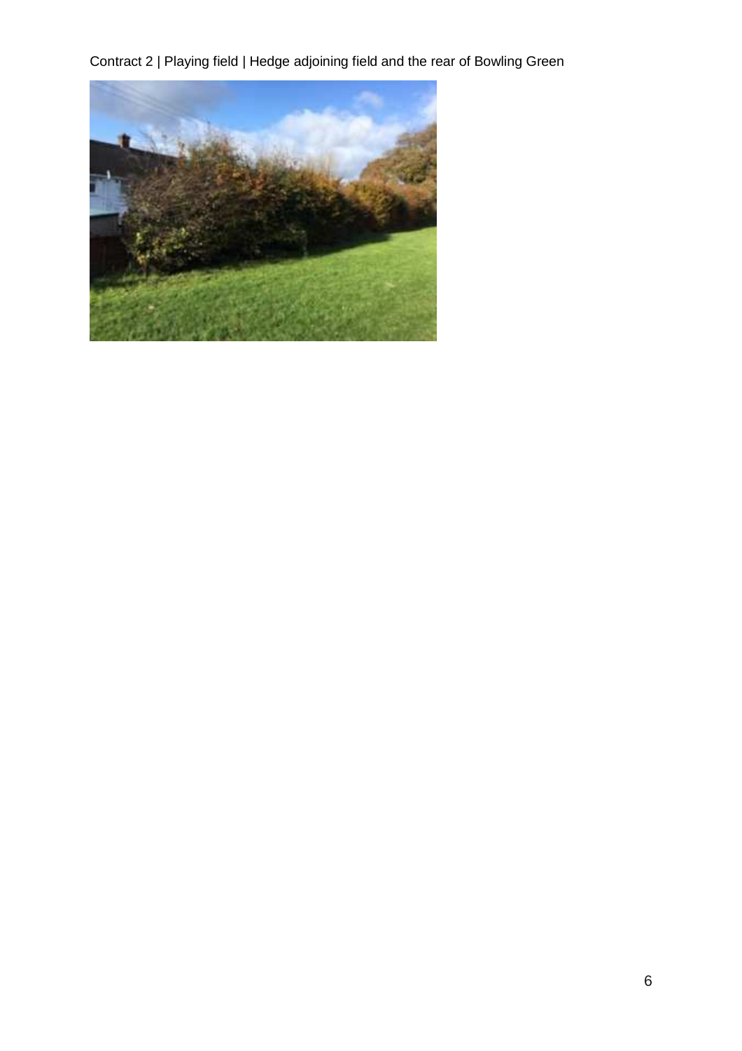Contract 2 | Playing field | Hedge adjoining field and the rear of Bowling Green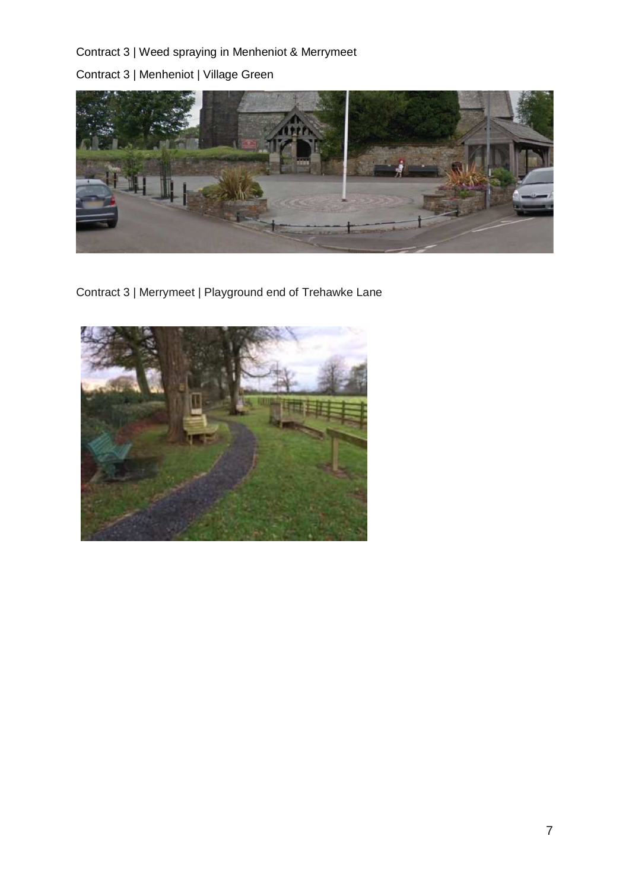Contract 3 | Weed spraying in Menheniot & Merrymeet

Contract 3 | Menheniot | Village Green

Contract 3 | Merrymeet | Playground end of Trehawke Lane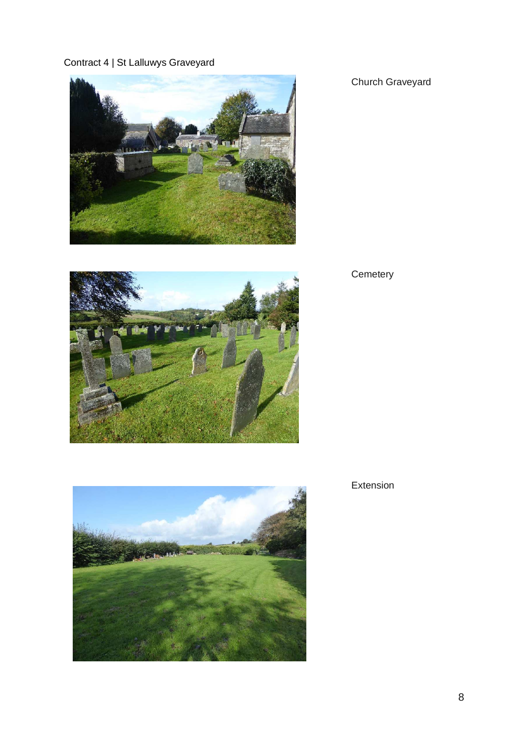Contract 4 | St Lalluwys Graveyard

Church Graveyard

Cemetery

Extension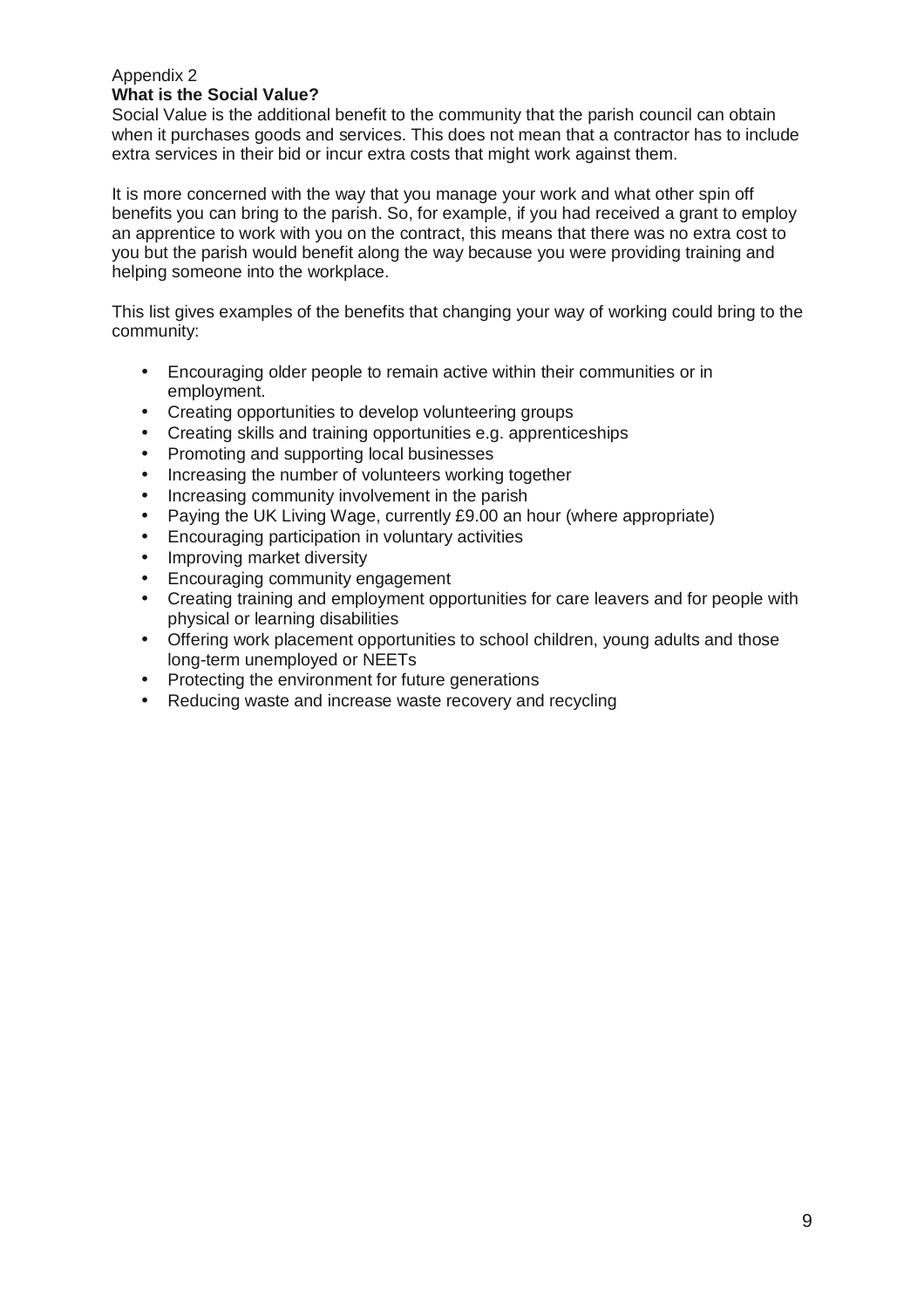Appendix 2

**What is the Social Value?**

Social Value is the additional benefit to the community that the parish council can obtain when it purchases goods and services. This does not mean that a contractor has to include extra services in their bid or incur extra costs that might work against them.

It is more concerned with the way that you manage your work and what other spin off benefits you can bring to the parish. So, for example, if you had received a grant to employ an apprentice to work with you on the contract, this means that there was no extra cost to you but the parish would benefit along the way because you were providing training and helping someone into the workplace.

This list gives examples of the benefits that changing your way of working could bring to the community:

- Encouraging older people to remain active within their communities or in employment.
- Creating opportunities to develop volunteering groups
- Creating skills and training opportunities e.g. apprenticeships
- Promoting and supporting local businesses
- Increasing the number of volunteers working together
- Increasing community involvement in the parish
- Paying the UK Living Wage, currently £9.00 an hour (where appropriate)
- Encouraging participation in voluntary activities
- Improving market diversity
- Encouraging community engagement
- Creating training and employment opportunities for care leavers and for people with physical or learning disabilities
- Offering work placement opportunities to school children, young adults and those long-term unemployed or NEETs
- Protecting the environment for future generations
- Reducing waste and increase waste recovery and recycling